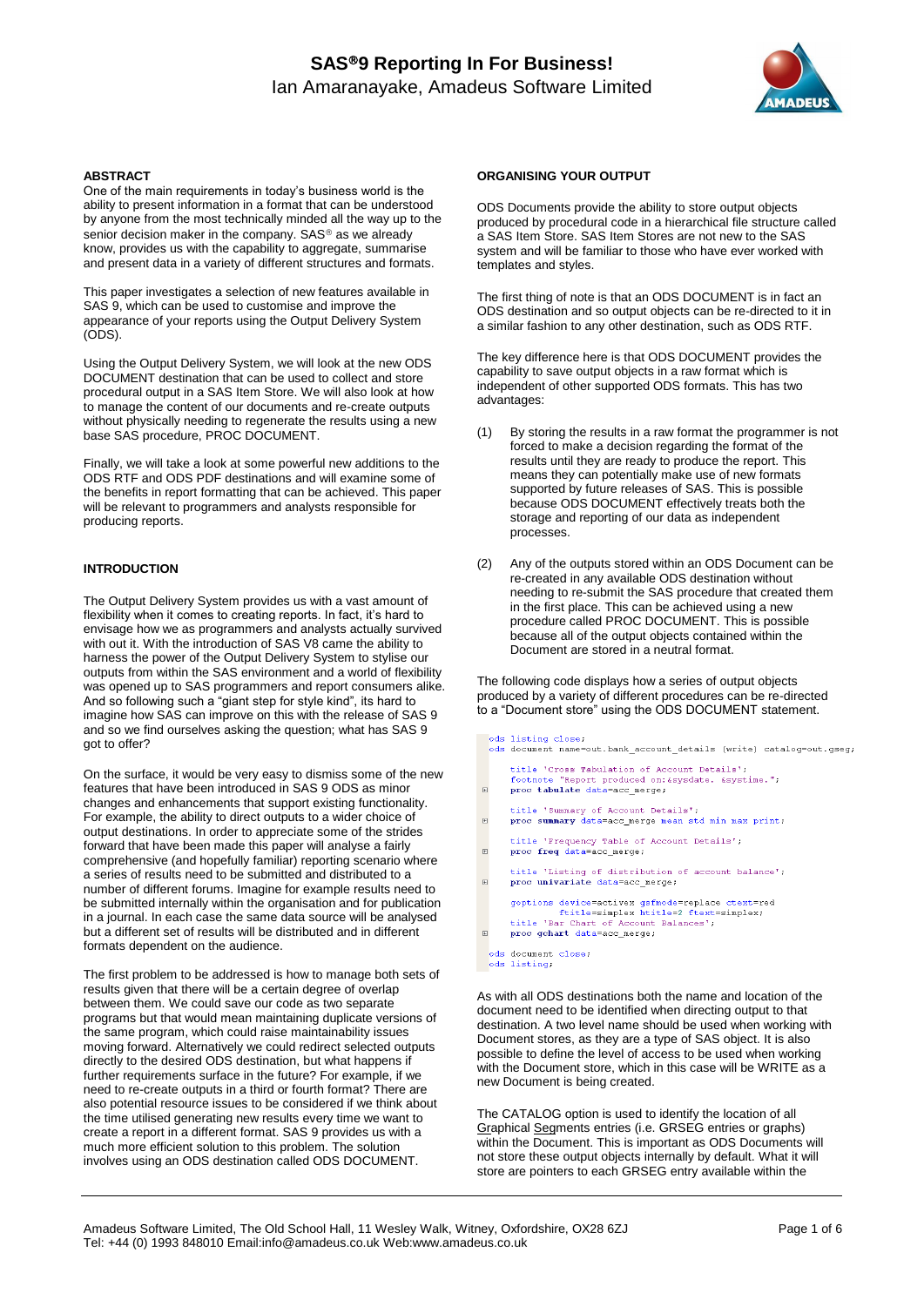# SAS®9 Reporting In For Business!

Ian Amaranayake, Amadeus Software Limited

## ABSTRACT

One of the main requirements in today's business world is the ability to present information in a format that can be understood by anyone from the most technically minded all the way up to the senior decision maker in the company. SAS® as we already know, provides us with the capability to aggregate, summarise and present data in a variety of different structures and formats.

This paper investigates a selection of new features available in SAS 9, which can be used to customise and improve the appearance of your reports using the Output Delivery System (ODS).

Using the Output Delivery System, we will look at the new ODS DOCUMENT destination that can be used to collect and store procedural output in a SAS Item Store. We will also look at how to manage the content of our documents and re-create outputs without physically needing to regenerate the results using a new base SAS procedure, PROC DOCUMENT.

Finally, we will take a look at some powerful new additions to the ODS RTF and ODS PDF destinations and will examine some of the benefits in report formatting that can be achieved. This paper will be relevant to programmers and analysts responsible for producing reports.

## INTRODUCTION

The Output Delivery System provides us with a vast amount of flexibility when it comes to creating reports. In fact, it's hard to envisage how we as programmers and analysts actually survived with out it. With the introduction of SAS V8 came the ability to harness the power of the Output Delivery System to stylise our outputs from within the SAS environment and a world of flexibility was opened up to SAS programmers and report consumers alike. And so following such a "giant step for style kind", its hard to imagine how SAS can improve on this with the release of SAS 9 and so we find ourselves asking the question; what has SAS 9 got to offer?

On the surface, it would be very easy to dismiss some of the new features that have been introduced in SAS 9 ODS as minor changes and enhancements that support existing functionality. For example, the ability to direct outputs to a wider choice of output destinations. In order to appreciate some of the strides forward that have been made this paper will analyse a fairly comprehensive (and hopefully familiar) reporting scenario where a series of results need to be submitted and distributed to a number of different forums. Imagine for example results need to be submitted internally within the organisation and for publication in a journal. In each case the same data source will be analysed but a different set of results will be distributed and in different formats dependent on the audience.

The first problem to be addressed is how to manage both sets of results given that there will be a certain degree of overlap between them. We could save our code as two separate programs but that would mean maintaining duplicate versions of the same program, which could raise maintainability issues moving forward. Alternatively we could redirect selected outputs directly to the desired ODS destination, but what happens if further requirements surface in the future? For example, if we need to re-create outputs in a third or fourth format? There are also potential resource issues to be considered if we think about the time utilised generating new results every time we want to create a report in a different format. SAS 9 provides us with a much more efficient solution to this problem. The solution involves using an ODS destination called ODS DOCUMENT.

## ORGANISING YOUR OUTPUT

ODS Documents provide the ability to store output objects produced by procedural code in a hierarchical file structure called a SAS Item Store. SAS Item Stores are not new to the SAS system and will be familiar to those who have ever worked with templates and styles.

The first thing of note is that an ODS DOCUMENT is in fact an ODS destination and so output objects can be re-directed to it in a similar fashion to any other destination, such as ODS RTF.

The key difference here is that ODS DOCUMENT provides the capability to save output objects in a raw format which is independent of other supported ODS formats. This has two advantages:

(1) By storing the results in a raw format the programmer is not forced to make a decision regarding the format of the results until they are ready to produce the report. This means they can potentially make use of new formats supported by future releases of SAS. This is possible because ODS DOCUMENT effectively treats both the storage and reporting of our data as independent processes.

(2) Any of the outputs stored within an ODS Document can be re-created in any available ODS destination without needing to re-submit the SAS procedure that created them in the first place. This can be achieved using a new procedure called PROC DOCUMENT. This is possible because all of the output objects contained within the Document are stored in a neutral format.

The following code displays how a series of output objects produced by a variety of different procedures can be re-directed to a "Document store" using the ODS DOCUMENT statement.

```
ods listing close;
ods document name=out.bank_account_details (write) catalog=out.gseg;

    title 'Cross Tabulation of Account Details';
    footnote "Report produced on:&sysdate. &systime.";
    proc tabulate data=acc_merge;

    title 'Summary of Account Details';
    proc summary data=acc_merge mean std min max print;

    title 'Frequency Table of Account Details';
    proc freq data=acc_merge;

    title 'Listing of distribution of account balance';
    proc univariate data=acc_merge;

    goptions device=activex gsfmode=replace ctext=red
             ftitle=simplex htitle=2 ftext=simplex;
    title 'Bar Chart of Account Balances';
    proc gchart data=acc_merge;

ods document close;
ods listing;
```

As with all ODS destinations both the name and location of the document need to be identified when directing output to that destination. A two level name should be used when working with Document stores, as they are a type of SAS object. It is also possible to define the level of access to be used when working with the Document store, which in this case will be WRITE as a new Document is being created.

The CATALOG option is used to identify the location of all Graphical Segments entries (i.e. GRSEG entries or graphs) within the Document. This is important as ODS Documents will not store these output objects internally by default. What it will store are pointers to each GRSEG entry available within the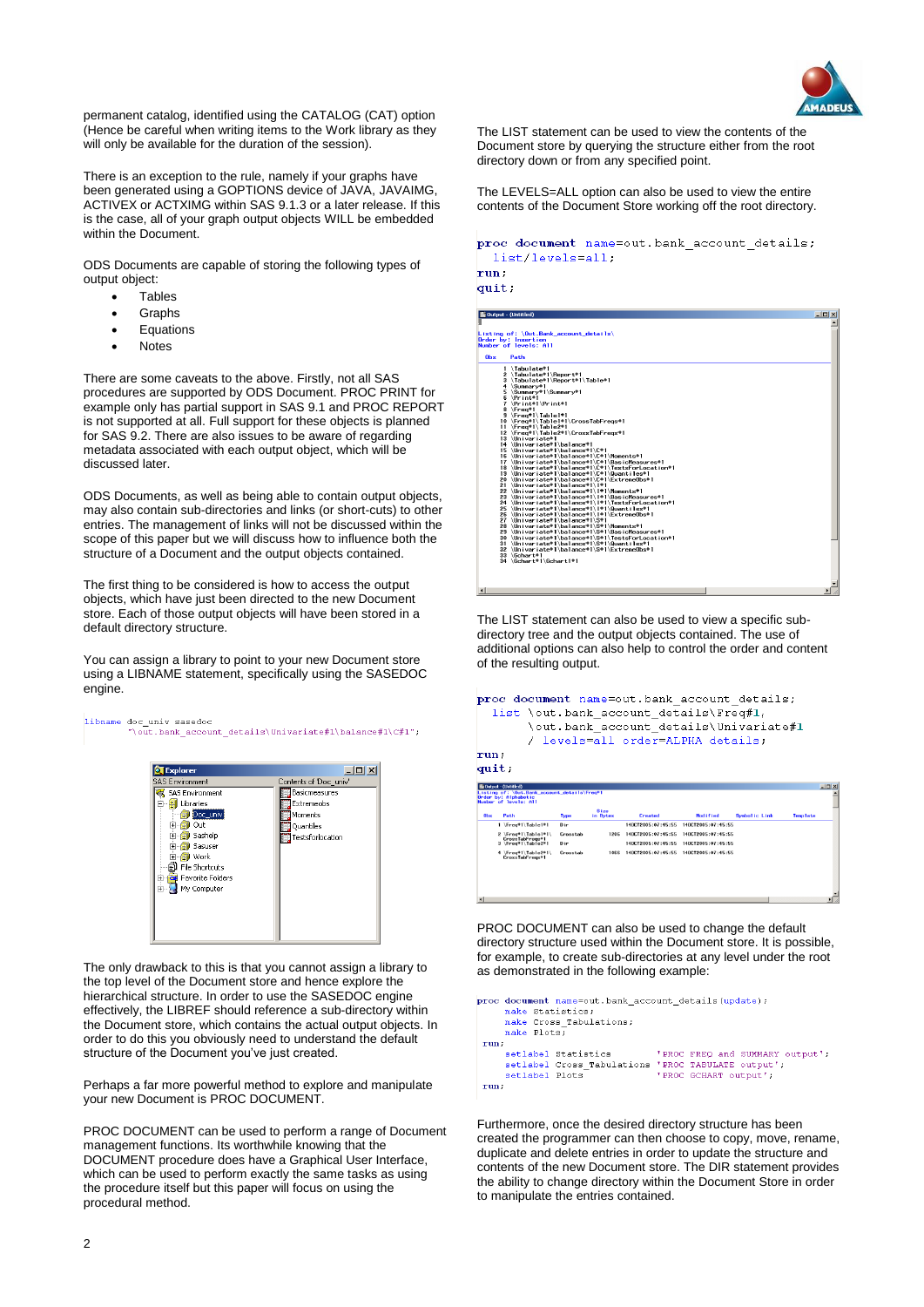permanent catalog, identified using the CATALOG (CAT) option (Hence be careful when writing items to the Work library as they will only be available for the duration of the session).

There is an exception to the rule, namely if your graphs have been generated using a GOPTIONS device of JAVA, JAVAIMG, ACTIVEX or ACTXIMG within SAS 9.1.3 or a later release. If this is the case, all of your graph output objects WILL be embedded within the Document.

ODS Documents are capable of storing the following types of output object:

- Tables
- Graphs
- Equations
- Notes

There are some caveats to the above. Firstly, not all SAS procedures are supported by ODS Document. PROC PRINT for example only has partial support in SAS 9.1 and PROC REPORT is not supported at all. Full support for these objects is planned for SAS 9.2. There are also issues to be aware of regarding metadata associated with each output object, which will be discussed later.

ODS Documents, as well as being able to contain output objects, may also contain sub-directories and links (or short-cuts) to other entries. The management of links will not be discussed within the scope of this paper but we will discuss how to influence both the structure of a Document and the output objects contained.

The first thing to be considered is how to access the output objects, which have just been directed to the new Document store. Each of those output objects will have been stored in a default directory structure.

You can assign a library to point to your new Document store using a LIBNAME statement, specifically using the SASEDOC engine.

```
libname doc_univ sasedoc
      "\out.bank_account_details\Univariate#1\balance#1\C#1";
```

The only drawback to this is that you cannot assign a library to the top level of the Document store and hence explore the hierarchical structure. In order to use the SASEDOC engine effectively, the LIBREF should reference a sub-directory within the Document store, which contains the actual output objects. In order to do this you obviously need to understand the default structure of the Document you've just created.

Perhaps a far more powerful method to explore and manipulate your new Document is PROC DOCUMENT.

PROC DOCUMENT can be used to perform a range of Document management functions. Its worthwhile knowing that the DOCUMENT procedure does have a Graphical User Interface, which can be used to perform exactly the same tasks as using the procedure itself but this paper will focus on using the procedural method.

The LIST statement can be used to view the contents of the Document store by querying the structure either from the root directory down or from any specified point.

The LEVELS=ALL option can also be used to view the entire contents of the Document Store working off the root directory.

```
proc document name=out.bank_account_details;
   list/levels=all;
run;
quit;
```

The LIST statement can also be used to view a specific sub-directory tree and the output objects contained. The use of additional options can also help to control the order and content of the resulting output.

```
proc document name=out.bank_account_details;
  list \out.bank_account_details\Freq#1,
       \out.bank_account_details\Univariate#1
       / levels=all order=ALPHA details;
run;
quit;
```

PROC DOCUMENT can also be used to change the default directory structure used within the Document store. It is possible, for example, to create sub-directories at any level under the root as demonstrated in the following example:

```
proc document name=out.bank_account_details(update);
     make Statistics;
     make Cross_Tabulations;
     make Plots;
 run;
     setlabel Statistics        'PROC FREQ and SUMMARY output';
     setlabel Cross_Tabulations 'PROC TABULATE output';
     setlabel Plots             'PROC GCHART output';
 run;
```

Furthermore, once the desired directory structure has been created the programmer can then choose to copy, move, rename, duplicate and delete entries in order to update the structure and contents of the new Document store. The DIR statement provides the ability to change directory within the Document Store in order to manipulate the entries contained.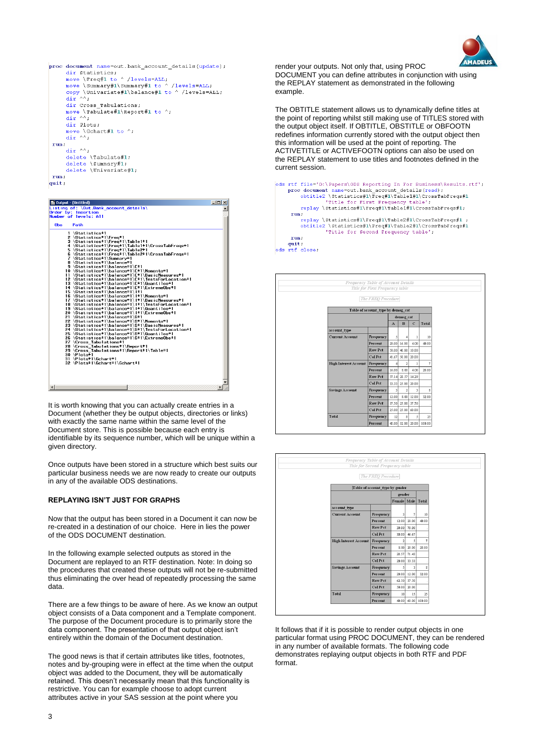```
proc document name=out.bank_account_details(update);
    dir Statistics;
    move \Freq#1 to ^ /levels=ALL;
    move \Summary#1\Summary#1 to ^ /levels=ALL;
    copy \Univariate#1\balance#1 to ^ /levels=ALL;
    dir ^^;
    dir Cross_Tabulations;
    move \Tabulate#1\Report#1 to ^;
    dir ^^;
    dir Plots;
    move \Gchart#1 to ^;
    dir ^^;
run;
    dir ^^;
    delete \Tabulate#1;
    delete \Summary#1;
    delete \Univariate#1;
run;
quit;
```

```
Output - (Untitled)
Listing of: \Out.Bank_account_details\
Order by: Insertion
Number of levels: All

Obs   Path

 1  \Statistics#1
 2  \Statistics#1\Freq#1
 3  \Statistics#1\Freq#1\Table1#1
 4  \Statistics#1\Freq#1\Table1#1\CrossTabFreqs#1
 5  \Statistics#1\Freq#1\Table2#1
 6  \Statistics#1\Freq#1\Table2#1\CrossTabFreqs#1
 7  \Statistics#1\Summary#1
 8  \Statistics#1\balance#1
 9  \Statistics#1\balance#1\C#1
10  \Statistics#1\balance#1\C#1\Moments#1
11  \Statistics#1\balance#1\C#1\BasicMeasures#1
12  \Statistics#1\balance#1\C#1\TestsForLocation#1
13  \Statistics#1\balance#1\C#1\Quantiles#1
14  \Statistics#1\balance#1\C#1\ExtremeObs#1
15  \Statistics#1\balance#1\I#1
16  \Statistics#1\balance#1\I#1\Moments#1
17  \Statistics#1\balance#1\I#1\BasicMeasures#1
18  \Statistics#1\balance#1\I#1\TestsForLocation#1
19  \Statistics#1\balance#1\I#1\Quantiles#1
20  \Statistics#1\balance#1\I#1\ExtremeObs#1
21  \Statistics#1\balance#1\S#1
22  \Statistics#1\balance#1\S#1\Moments#1
23  \Statistics#1\balance#1\S#1\BasicMeasures#1
24  \Statistics#1\balance#1\S#1\TestsForLocation#1
25  \Statistics#1\balance#1\S#1\Quantiles#1
26  \Statistics#1\balance#1\S#1\ExtremeObs#1
27  \Cross_Tabulations#1
28  \Cross_Tabulations#1\Report#1
29  \Cross_Tabulations#1\Report#1\Table#1
30  \Plots#1
31  \Plots#1\Gchart#1
32  \Plots#1\Gchart#1\Gchart#1
```

It is worth knowing that you can actually create entries in a Document (whether they be output objects, directories or links) with exactly the same name within the same level of the Document store. This is possible because each entry is identifiable by its sequence number, which will be unique within a given directory.

Once outputs have been stored in a structure which best suits our particular business needs we are now ready to create our outputs in any of the available ODS destinations.

**REPLAYING ISN'T JUST FOR GRAPHS**

Now that the output has been stored in a Document it can now be re-created in a destination of our choice. Here in lies the power of the ODS DOCUMENT destination.

In the following example selected outputs as stored in the Document are replayed to an RTF destination. Note: In doing so the procedures that created these outputs will not be re-submitted thus eliminating the over head of repeatedly processing the same data.

There are a few things to be aware of here. As we know an output object consists of a Data component and a Template component. The purpose of the Document procedure is to primarily store the data component. The presentation of that output object isn't entirely within the domain of the Document destination.

The good news is that if certain attributes like titles, footnotes, notes and by-grouping were in effect at the time when the output object was added to the Document, they will be automatically retained. This doesn't necessarily mean that this functionality is restrictive. You can for example choose to adopt current attributes active in your SAS session at the point where you render your outputs. Not only that, using PROC DOCUMENT you can define attributes in conjunction with using the REPLAY statement as demonstrated in the following example.

The OBTITLE statement allows us to dynamically define titles at the point of reporting whilst still making use of TITLES stored with the output object itself. If OBTITLE, OBSTITLE or OBFOOTN redefines information currently stored with the output object then this information will be used at the point of reporting. The ACTIVETITLE or ACTIVEFOOTN options can also be used on the REPLAY statement to use titles and footnotes defined in the current session.

```
ods rtf file='D:\Papers\ODS Reporting In For Business\Results.rtf';
  proc document name=out.bank_account_details (read);
     obtitle2 \Statistics#1\Freq#1\Table1#1\CrossTabFreqs#1
        'Title for First Frequency table';
     replay \Statistics#1\Freq#1\Table1#1\CrossTabFreqs#1;
   run;
     replay \Statistics#1\Freq#1\Table2#1\CrossTabFreqs#1 ;
     obtitle2 \Statistics#1\Freq#1\Table2#1\CrossTabFreqs#1
        'Title for Second Frequency table';
   run;
  quit;
ods rtf close;
```

*Frequency Table of Account Details*
*Title for First Frequency table*

*The FREQ Procedure*

**Table of account_type by demog_cat**

| account_type | | demog_cat A | B | C | Total |
|---|---|---|---|---|---|
| Current Account | Frequency | 5 | 4 | 1 | 10 |
| | Percent | 20.00 | 16.00 | 4.00 | 40.00 |
| | Row Pct | 50.00 | 40.00 | 10.00 | . |
| | Col Pct | 41.67 | 50.00 | 20.00 | . |
| High Interest Account | Frequency | 4 | 2 | 1 | 7 |
| | Percent | 16.00 | 8.00 | 4.00 | 28.00 |
| | Row Pct | 57.14 | 28.57 | 14.29 | . |
| | Col Pct | 33.33 | 25.00 | 20.00 | . |
| Savings Account | Frequency | 3 | 2 | 3 | 8 |
| | Percent | 12.00 | 8.00 | 12.00 | 32.00 |
| | Row Pct | 37.50 | 25.00 | 37.50 | . |
| | Col Pct | 25.00 | 25.00 | 60.00 | . |
| Total | Frequency | 12 | 8 | 5 | 25 |
| | Percent | 48.00 | 32.00 | 20.00 | 100.00 |

*Frequency Table of Account Details*
*Title for Second Frequency table*

*The FREQ Procedure*

**Table of account_type by gender**

| account_type | | gender Female | Male | Total |
|---|---|---|---|---|
| Current Account | Frequency | 3 | 7 | 10 |
| | Percent | 12.00 | 28.00 | 40.00 |
| | Row Pct | 30.00 | 70.00 | . |
| | Col Pct | 30.00 | 46.67 | . |
| High Interest Account | Frequency | 2 | 5 | 7 |
| | Percent | 8.00 | 20.00 | 28.00 |
| | Row Pct | 28.57 | 71.43 | . |
| | Col Pct | 20.00 | 33.33 | . |
| Savings Account | Frequency | 5 | 3 | 8 |
| | Percent | 20.00 | 12.00 | 32.00 |
| | Row Pct | 62.50 | 37.50 | . |
| | Col Pct | 50.00 | 20.00 | . |
| Total | Frequency | 10 | 15 | 25 |
| | Percent | 40.00 | 60.00 | 100.00 |

It follows that if it is possible to render output objects in one particular format using PROC DOCUMENT, they can be rendered in any number of available formats. The following code demonstrates replaying output objects in both RTF and PDF format.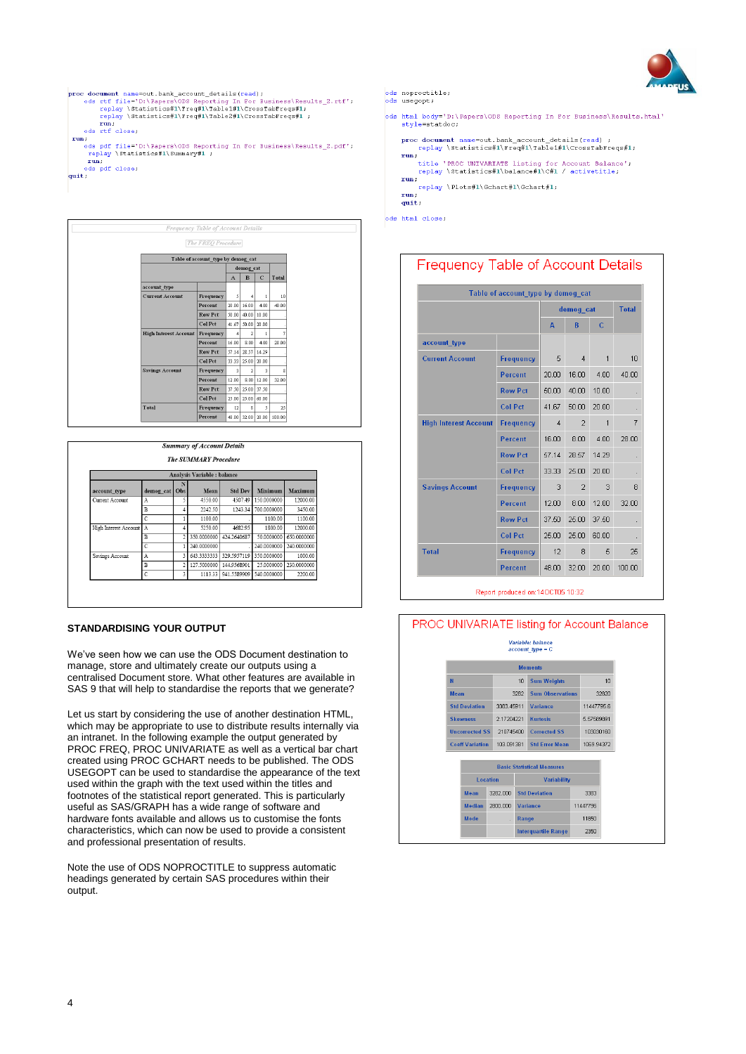```
proc document name=out.bank_account_details(read);
   ods rtf file='D:\Papers\ODS Reporting In For Business\Results_2.rtf';
      replay \Statistics#1\Freq#1\Table1#1\CrossTabFreqs#1;
      replay \Statistics#1\Freq#1\Table2#1\CrossTabFreqs#1 ;
      run;
   ods rtf close;
 run;
   ods pdf file='D:\Papers\ODS Reporting In For Business\Results_2.pdf';
    replay \Statistics#1\Summary#1 ;
    run;
   ods pdf close;
quit;
```

*Frequency Table of Account Details*

*The FREQ Procedure*

Table of account_type by demog_cat

| account_type | | A | B | C | Total |
|---|---|---|---|---|---|
| Current Account | Frequency | 5 | 4 | 1 | 10 |
| | Percent | 20.00 | 16.00 | 4.00 | 40.00 |
| | Row Pct | 50.00 | 40.00 | 10.00 | |
| | Col Pct | 41.67 | 50.00 | 20.00 | |
| High Interest Account | Frequency | 4 | 2 | 1 | 7 |
| | Percent | 16.00 | 8.00 | 4.00 | 28.00 |
| | Row Pct | 57.14 | 28.57 | 14.29 | |
| | Col Pct | 33.33 | 25.00 | 20.00 | |
| Savings Account | Frequency | 3 | 2 | 3 | 8 |
| | Percent | 12.00 | 8.00 | 12.00 | 32.00 |
| | Row Pct | 37.50 | 25.00 | 37.50 | |
| | Col Pct | 25.00 | 25.00 | 60.00 | |
| Total | Frequency | 12 | 8 | 5 | 25 |
| | Percent | 48.00 | 32.00 | 20.00 | 100.00 |

*Summary of Account Details*

*The SUMMARY Procedure*

Analysis Variable : balance

| account_type | demog_cat | N Obs | Mean | Std Dev | Minimum | Maximum |
|---|---|---|---|---|---|---|
| Current Account | A | 5 | 4350.00 | 4507.49 | 150.0000000 | 12000.00 |
| | B | 4 | 2242.50 | 1343.34 | 700.0000000 | 3450.00 |
| | C | 1 | 1100.00 | | 1100.00 | 1100.00 |
| High Interest Account | A | 4 | 5250.00 | 4682.95 | 1800.00 | 12000.00 |
| | B | 2 | 350.0000000 | 424.2640687 | 50.0000000 | 650.0000000 |
| | C | 1 | 240.0000000 | | 240.0000000 | 240.0000000 |
| Savings Account | A | 3 | 643.3333333 | 329.5957119 | 350.0000000 | 1000.00 |
| | B | 2 | 127.5000000 | 144.9568901 | 25.0000000 | 230.0000000 |
| | C | 3 | 1113.33 | 941.5589909 | 540.0000000 | 2200.00 |

## STANDARDISING YOUR OUTPUT

We've seen how we can use the ODS Document destination to manage, store and ultimately create our outputs using a centralised Document store. What other features are available in SAS 9 that will help to standardise the reports that we generate?

Let us start by considering the use of another destination HTML, which may be appropriate to use to distribute results internally via an intranet. In the following example the output generated by PROC FREQ, PROC UNIVARIATE as well as a vertical bar chart created using PROC GCHART needs to be published. The ODS USEGOPT can be used to standardise the appearance of the text used within the graph with the text used within the titles and footnotes of the statistical report generated. This is particularly useful as SAS/GRAPH has a wide range of software and hardware fonts available and allows us to customise the fonts characteristics, which can now be used to provide a consistent and professional presentation of results.

Note the use of ODS NOPROCTITLE to suppress automatic headings generated by certain SAS procedures within their output.

```
ods noproctitle;
ods usegopt;

ods html body='D:\Papers\ODS Reporting In For Business\Results.html'
   style=statdoc;

   proc document name=out.bank_account_details(read) ;
      replay \Statistics#1\Freq#1\Table1#1\CrossTabFreqs#1;
   run;
      title 'PROC UNIVARIATE listing for Account Balance';
      replay \Statistics#1\balance#1\C#1 / activetitle;
   run;
      replay \Plots#1\Gchart#1\Gchart#1;
   run;
   quit;

ods html close;
```

# Frequency Table of Account Details

Table of account_type by demog_cat

| account_type | | A | B | C | Total |
|---|---|---|---|---|---|
| Current Account | Frequency | 5 | 4 | 1 | 10 |
| | Percent | 20.00 | 16.00 | 4.00 | 40.00 |
| | Row Pct | 50.00 | 40.00 | 10.00 | . |
| | Col Pct | 41.67 | 50.00 | 20.00 | . |
| High Interest Account | Frequency | 4 | 2 | 1 | 7 |
| | Percent | 16.00 | 8.00 | 4.00 | 28.00 |
| | Row Pct | 57.14 | 28.57 | 14.29 | . |
| | Col Pct | 33.33 | 25.00 | 20.00 | . |
| Savings Account | Frequency | 3 | 2 | 3 | 8 |
| | Percent | 12.00 | 8.00 | 12.00 | 32.00 |
| | Row Pct | 37.50 | 25.00 | 37.50 | . |
| | Col Pct | 25.00 | 25.00 | 60.00 | . |
| Total | Frequency | 12 | 8 | 5 | 25 |
| | Percent | 48.00 | 32.00 | 20.00 | 100.00 |

Report produced on:14OCT05 10:32

# PROC UNIVARIATE listing for Account Balance

Variable: balance
account_type = C

Moments

| | | | |
|---|---|---|---|
| N | 10 | Sum Weights | 10 |
| Mean | 3282 | Sum Observations | 32820 |
| Std Deviation | 3383.45911 | Variance | 11447795.6 |
| Skewness | 2.17204221 | Kurtosis | 5.57569691 |
| Uncorrected SS | 210745400 | Corrected SS | 103030160 |
| Coeff Variation | 103.091381 | Std Error Mean | 1069.94372 |

Basic Statistical Measures

| Location | | Variability | |
|---|---|---|---|
| Mean | 3282.000 | Std Deviation | 3383 |
| Median | 2800.000 | Variance | 11447796 |
| Mode | . | Range | 11850 |
| | | Interquartile Range | 2350 |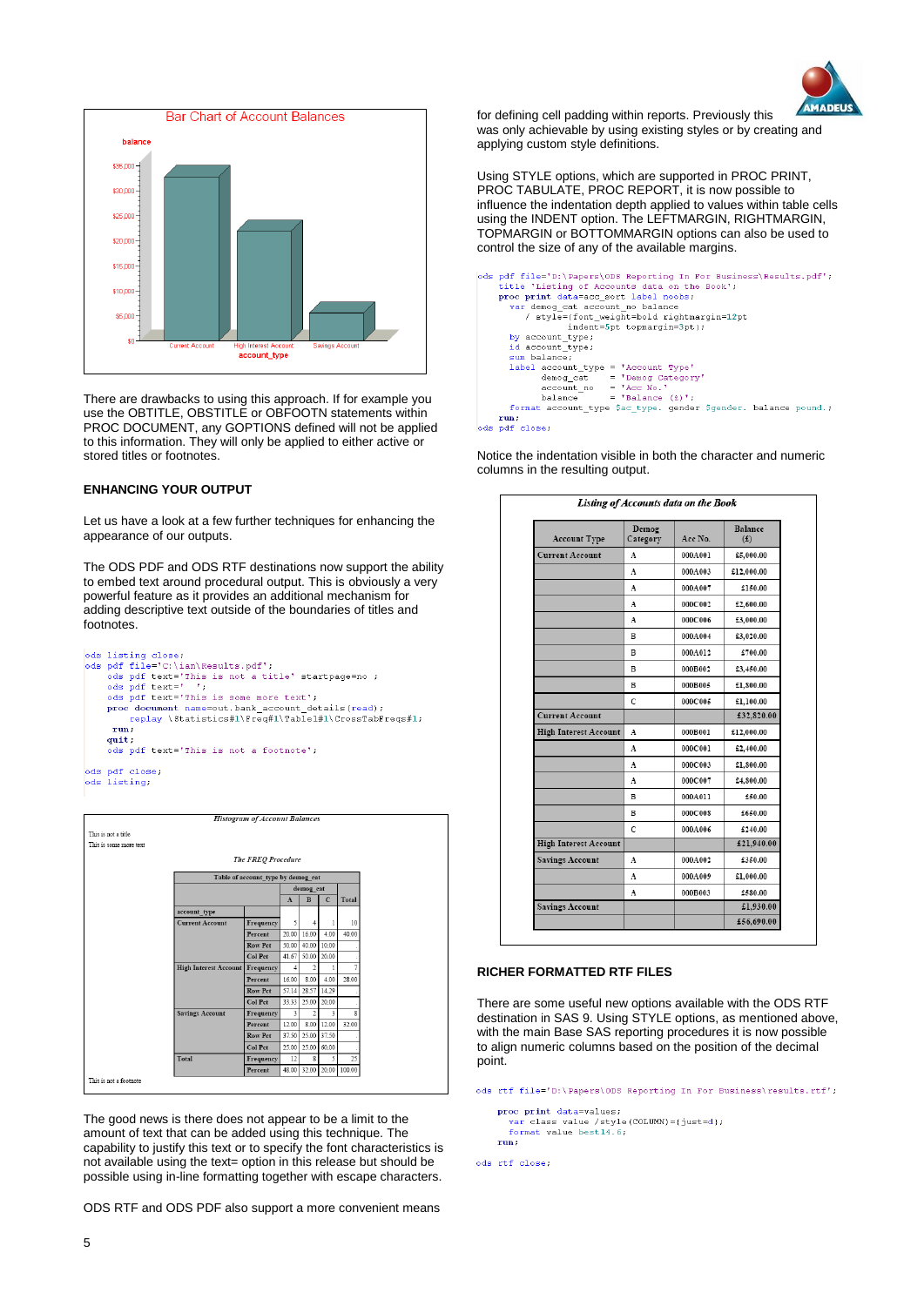There are drawbacks to using this approach. If for example you use the OBTITLE, OBSTITLE or OBFOOTN statements within PROC DOCUMENT, any GOPTIONS defined will not be applied to this information. They will only be applied to either active or stored titles or footnotes.

## ENHANCING YOUR OUTPUT

Let us have a look at a few further techniques for enhancing the appearance of our outputs.

The ODS PDF and ODS RTF destinations now support the ability to embed text around procedural output. This is obviously a very powerful feature as it provides an additional mechanism for adding descriptive text outside of the boundaries of titles and footnotes.

```
ods listing close;
ods pdf file='C:\ian\Results.pdf';
    ods pdf text='This is not a title' startpage=no ;
    ods pdf text=' ';
    ods pdf text='This is some more text';
    proc document name=out.bank_account_details(read);
        replay \Statistics#1\Freq#1\Table1#1\CrossTabFreqs#1;
    run;
    quit;
    ods pdf text='This is not a footnote';

ods pdf close;
ods listing;
```

*Histogram of Account Balances*

This is not a title

This is some more text

*The FREQ Procedure*

Table of account_type by demog_cat

| account_type | | demog_cat A | B | C | Total |
|---|---|---|---|---|---|
| Current Account | Frequency | 5 | 4 | 1 | 10 |
| | Percent | 20.00 | 16.00 | 4.00 | 40.00 |
| | Row Pct | 50.00 | 40.00 | 10.00 | |
| | Col Pct | 41.67 | 50.00 | 20.00 | |
| High Interest Account | Frequency | 4 | 2 | 1 | 7 |
| | Percent | 16.00 | 8.00 | 4.00 | 28.00 |
| | Row Pct | 57.14 | 28.57 | 14.29 | |
| | Col Pct | 33.33 | 25.00 | 20.00 | |
| Savings Account | Frequency | 3 | 2 | 3 | 8 |
| | Percent | 12.00 | 8.00 | 12.00 | 32.00 |
| | Row Pct | 37.50 | 25.00 | 37.50 | |
| | Col Pct | 25.00 | 25.00 | 60.00 | |
| Total | Frequency | 12 | 8 | 5 | 25 |
| | Percent | 48.00 | 32.00 | 20.00 | 100.00 |

This is not a footnote

The good news is there does not appear to be a limit to the amount of text that can be added using this technique. The capability to justify this text or to specify the font characteristics is not available using the text= option in this release but should be possible using in-line formatting together with escape characters.

ODS RTF and ODS PDF also support a more convenient means for defining cell padding within reports. Previously this was only achievable by using existing styles or by creating and applying custom style definitions.

Using STYLE options, which are supported in PROC PRINT, PROC TABULATE, PROC REPORT, it is now possible to influence the indentation depth applied to values within table cells using the INDENT option. The LEFTMARGIN, RIGHTMARGIN, TOPMARGIN or BOTTOMMARGIN options can also be used to control the size of any of the available margins.

```
ods pdf file='D:\Papers\ODS Reporting In For Business\Results.pdf';
  title 'Listing of Accounts data on the Book';
  proc print data=acc_sort label noobs;
    var demog_cat account_no balance
       / style=(font_weight=bold rightmargin=12pt
                indent=5pt topmargin=3pt);
    by account_type;
    id account_type;
    sum balance;
    label account_type = 'Account Type'
          demog_cat    = 'Demog Category'
          account_no   = 'Acc No.'
          balance      = 'Balance (£)';
    format account_type $ac_type. gender $gender. balance pound.;
  run;
ods pdf close;
```

Notice the indentation visible in both the character and numeric columns in the resulting output.

*Listing of Accounts data on the Book*

| Account Type | Demog Category | Acc No. | Balance (£) |
|---|---|---|---|
| Current Account | A | 000A001 | £5,000.00 |
| | A | 000A003 | £12,000.00 |
| | A | 000A007 | £150.00 |
| | A | 000C002 | £2,600.00 |
| | A | 000C006 | £3,000.00 |
| | B | 000A004 | £3,020.00 |
| | B | 000A012 | £700.00 |
| | B | 000B002 | £3,450.00 |
| | B | 000B005 | £1,800.00 |
| | C | 000C005 | £1,100.00 |
| Current Account | | | £32,820.00 |
| High Interest Account | A | 000B001 | £12,000.00 |
| | A | 000C001 | £2,400.00 |
| | A | 000C003 | £1,800.00 |
| | A | 000C007 | £4,800.00 |
| | B | 000A011 | £50.00 |
| | B | 000C008 | £650.00 |
| | C | 000A006 | £240.00 |
| High Interest Account | | | £21,940.00 |
| Savings Account | A | 000A002 | £350.00 |
| | A | 000A009 | £1,000.00 |
| | A | 000B003 | £580.00 |
| Savings Account | | | £1,930.00 |
| | | | £56,690.00 |

## RICHER FORMATTED RTF FILES

There are some useful new options available with the ODS RTF destination in SAS 9. Using STYLE options, as mentioned above, with the main Base SAS reporting procedures it is now possible to align numeric columns based on the position of the decimal point.

```
ods rtf file='D:\Papers\ODS Reporting In For Business\results.rtf';

  proc print data=values;
    var class value /style(COLUMN)={just=d};
    format value best14.6;
  run;

ods rtf close;
```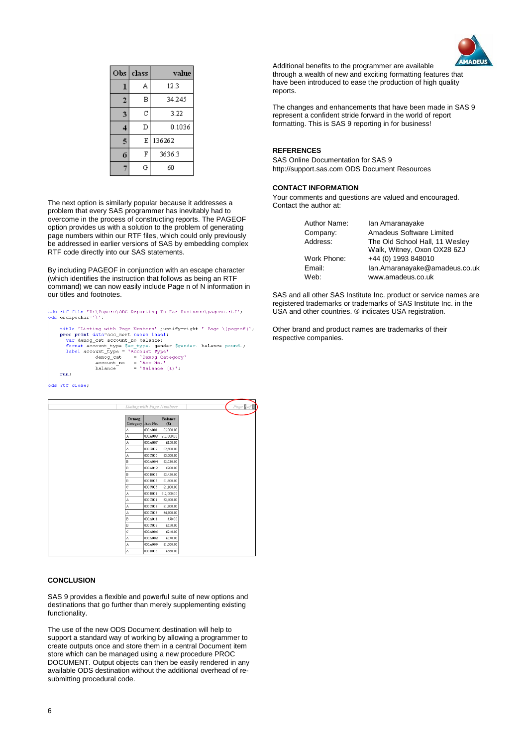| Obs | class | value |
|---|---|---|
| 1 | A | 12.3 |
| 2 | B | 34.245 |
| 3 | C | 3.22 |
| 4 | D | 0.1036 |
| 5 | E | 136262 |
| 6 | F | 3636.3 |
| 7 | G | 60 |

The next option is similarly popular because it addresses a problem that every SAS programmer has inevitably had to overcome in the process of constructing reports. The PAGEOF option provides us with a solution to the problem of generating page numbers within our RTF files, which could only previously be addressed in earlier versions of SAS by embedding complex RTF code directly into our SAS statements.

By including PAGEOF in conjunction with an escape character (which identifies the instruction that follows as being an RTF command) we can now easily include Page n of N information in our titles and footnotes.

```
ods rtf file='D:\Papers\ODS Reporting In For Business\pageno.rtf';
ods escapechar='\';

    title 'Listing with Page Numbers' justify=right ' Page \{pageof}';
    proc print data=acc_sort noobs label;
      var demog_cat account_no balance;
      format account_type $ac_type. gender $gender. balance pound.;
      label account_type = 'Account Type'
              demog_cat    = 'Demog Category'
              account_no   = 'Acc No.'
              balance      = 'Balance (£)';
    run;

ods rtf close;
```

Listing with Page Numbers — Page 1 of 1

| Demog Category | Acc No. | Balance (£) |
|---|---|---|
| A | 000A001 | £5,000.00 |
| A | 000A003 | £12,000.00 |
| A | 000A007 | £150.00 |
| A | 000C002 | £2,600.00 |
| A | 000C006 | £3,000.00 |
| B | 000A004 | £3,020.00 |
| B | 000A012 | £700.00 |
| B | 000B002 | £3,450.00 |
| B | 000B005 | £1,800.00 |
| C | 000C005 | £1,300.00 |
| A | 000B001 | £12,000.00 |
| A | 000C001 | £2,400.00 |
| A | 000C003 | £1,800.00 |
| A | 000C007 | £4,800.00 |
| B | 000A011 | £50.00 |
| B | 000C008 | £650.00 |
| C | 000A006 | £240.00 |
| A | 000A002 | £350.00 |
| A | 000A009 | £1,000.00 |
| A | 000B003 | £380.00 |

## CONCLUSION

SAS 9 provides a flexible and powerful suite of new options and destinations that go further than merely supplementing existing functionality.

The use of the new ODS Document destination will help to support a standard way of working by allowing a programmer to create outputs once and store them in a central Document item store which can be managed using a new procedure PROC DOCUMENT. Output objects can then be easily rendered in any available ODS destination without the additional overhead of re-submitting procedural code.

Additional benefits to the programmer are available through a wealth of new and exciting formatting features that have been introduced to ease the production of high quality reports.

The changes and enhancements that have been made in SAS 9 represent a confident stride forward in the world of report formatting. This is SAS 9 reporting in for business!

## REFERENCES

SAS Online Documentation for SAS 9
http://support.sas.com ODS Document Resources

## CONTACT INFORMATION

Your comments and questions are valued and encouraged. Contact the author at:

| | |
|---|---|
| Author Name: | Ian Amaranayake |
| Company: | Amadeus Software Limited |
| Address: | The Old School Hall, 11 Wesley Walk, Witney, Oxon OX28 6ZJ |
| Work Phone: | +44 (0) 1993 848010 |
| Email: | Ian.Amaranayake@amadeus.co.uk |
| Web: | www.amadeus.co.uk |

SAS and all other SAS Institute Inc. product or service names are registered trademarks or trademarks of SAS Institute Inc. in the USA and other countries. ® indicates USA registration.

Other brand and product names are trademarks of their respective companies.